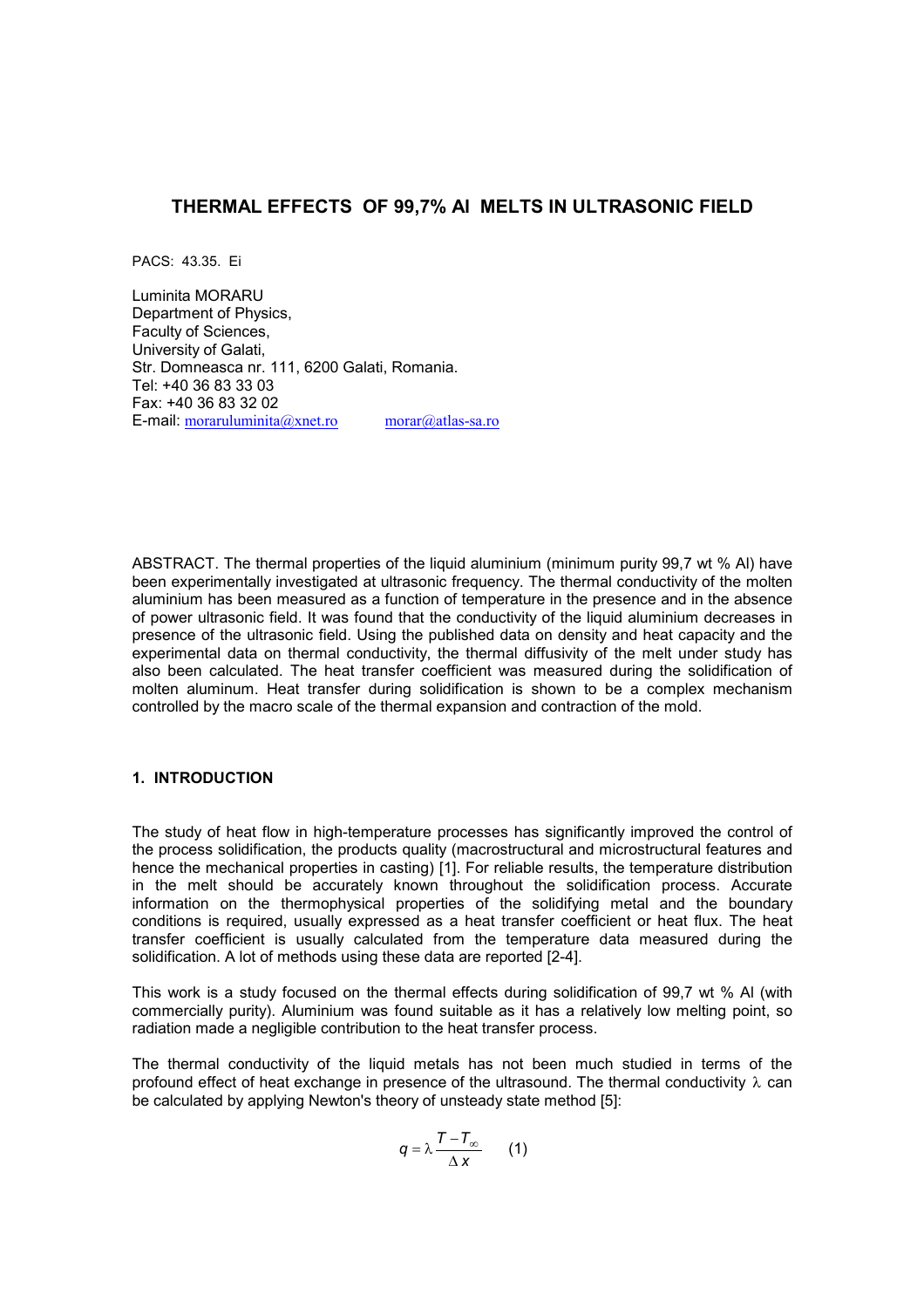# THERMAL EFFECTS OF 99,7% Al MELTS IN ULTRASONIC FIELD

PACS: 43.35. Ei

Luminita MORARU
Department of Physics,
Faculty of Sciences,
University of Galati,
Str. Domneasca nr. 111, 6200 Galati, Romania.
Tel: +40 36 83 33 03
Fax: +40 36 83 32 02
E-mail: moraruluminita@xnet.ro morar@atlas-sa.ro

ABSTRACT. The thermal properties of the liquid aluminium (minimum purity 99,7 wt % Al) have been experimentally investigated at ultrasonic frequency. The thermal conductivity of the molten aluminium has been measured as a function of temperature in the presence and in the absence of power ultrasonic field. It was found that the conductivity of the liquid aluminium decreases in presence of the ultrasonic field. Using the published data on density and heat capacity and the experimental data on thermal conductivity, the thermal diffusivity of the melt under study has also been calculated. The heat transfer coefficient was measured during the solidification of molten aluminum. Heat transfer during solidification is shown to be a complex mechanism controlled by the macro scale of the thermal expansion and contraction of the mold.

## 1. INTRODUCTION

The study of heat flow in high-temperature processes has significantly improved the control of the process solidification, the products quality (macrostructural and microstructural features and hence the mechanical properties in casting) [1]. For reliable results, the temperature distribution in the melt should be accurately known throughout the solidification process. Accurate information on the thermophysical properties of the solidifying metal and the boundary conditions is required, usually expressed as a heat transfer coefficient or heat flux. The heat transfer coefficient is usually calculated from the temperature data measured during the solidification. A lot of methods using these data are reported [2-4].

This work is a study focused on the thermal effects during solidification of 99,7 wt % Al (with commercially purity). Aluminium was found suitable as it has a relatively low melting point, so radiation made a negligible contribution to the heat transfer process.

The thermal conductivity of the liquid metals has not been much studied in terms of the profound effect of heat exchange in presence of the ultrasound. The thermal conductivity $\lambda$ can be calculated by applying Newton's theory of unsteady state method [5]:

$$q = \lambda \frac{T - T_{\infty}}{\Delta x} \qquad (1)$$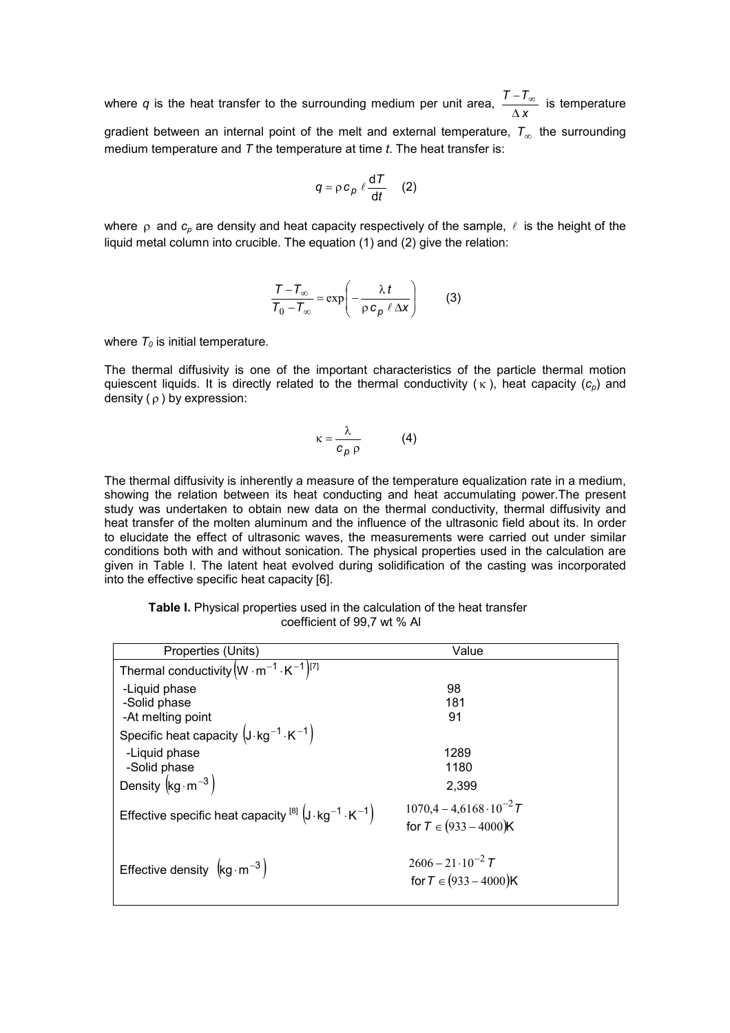where $q$ is the heat transfer to the surrounding medium per unit area, $\frac{T - T_\infty}{\Delta x}$ is temperature gradient between an internal point of the melt and external temperature, $T_\infty$ the surrounding medium temperature and $T$ the temperature at time $t$. The heat transfer is:

$$q = \rho c_p \ell \frac{\mathrm{d}T}{\mathrm{d}t} \quad (2)$$

where $\rho$ and $c_p$ are density and heat capacity respectively of the sample, $\ell$ is the height of the liquid metal column into crucible. The equation (1) and (2) give the relation:

$$\frac{T - T_\infty}{T_0 - T_\infty} = \exp\left(-\frac{\lambda t}{\rho c_p \ell \Delta x}\right) \quad (3)$$

where $T_0$ is initial temperature.

The thermal diffusivity is one of the important characteristics of the particle thermal motion quiescent liquids. It is directly related to the thermal conductivity ($\kappa$), heat capacity ($c_p$) and density ($\rho$) by expression:

$$\kappa = \frac{\lambda}{c_p \rho} \quad (4)$$

The thermal diffusivity is inherently a measure of the temperature equalization rate in a medium, showing the relation between its heat conducting and heat accumulating power.The present study was undertaken to obtain new data on the thermal conductivity, thermal diffusivity and heat transfer of the molten aluminum and the influence of the ultrasonic field about its. In order to elucidate the effect of ultrasonic waves, the measurements were carried out under similar conditions both with and without sonication. The physical properties used in the calculation are given in Table I. The latent heat evolved during solidification of the casting was incorporated into the effective specific heat capacity [6].

**Table I.** Physical properties used in the calculation of the heat transfer coefficient of 99,7 wt % Al

| Properties (Units) | Value |
|---|---|
| Thermal conductivity $\left(\mathrm{W \cdot m^{-1} \cdot K^{-1}}\right)$ [7] | |
| -Liquid phase | 98 |
| -Solid phase | 181 |
| -At melting point | 91 |
| Specific heat capacity $\left(\mathrm{J \cdot kg^{-1} \cdot K^{-1}}\right)$ | |
| -Liquid phase | 1289 |
| -Solid phase | 1180 |
| Density $\left(\mathrm{kg \cdot m^{-3}}\right)$ | 2,399 |
| Effective specific heat capacity [8] $\left(\mathrm{J \cdot kg^{-1} \cdot K^{-1}}\right)$ | $1070{,}4 - 4{,}6168 \cdot 10^{-2} T$ for $T \in (933 - 4000)$K |
| Effective density $\left(\mathrm{kg \cdot m^{-3}}\right)$ | $2606 - 21 \cdot 10^{-2} T$ for $T \in (933 - 4000)$K |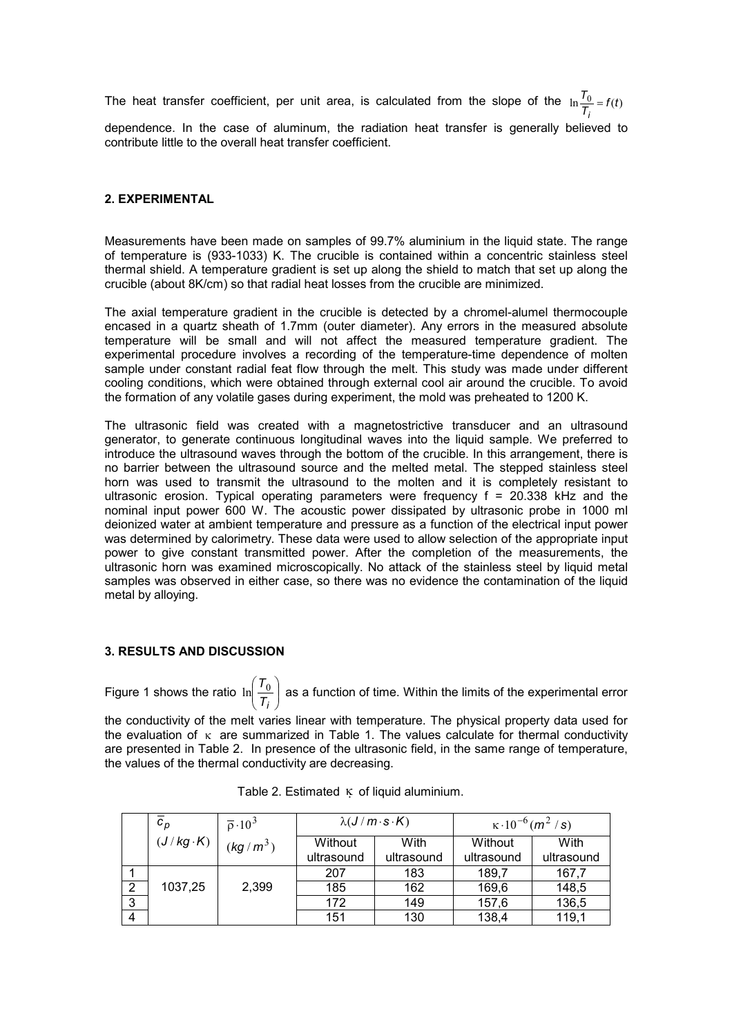The heat transfer coefficient, per unit area, is calculated from the slope of the $\ln\frac{T_0}{T_i} = f(t)$ dependence. In the case of aluminum, the radiation heat transfer is generally believed to contribute little to the overall heat transfer coefficient.

## 2. EXPERIMENTAL

Measurements have been made on samples of 99.7% aluminium in the liquid state. The range of temperature is (933-1033) K. The crucible is contained within a concentric stainless steel thermal shield. A temperature gradient is set up along the shield to match that set up along the crucible (about 8K/cm) so that radial heat losses from the crucible are minimized.

The axial temperature gradient in the crucible is detected by a chromel-alumel thermocouple encased in a quartz sheath of 1.7mm (outer diameter). Any errors in the measured absolute temperature will be small and will not affect the measured temperature gradient. The experimental procedure involves a recording of the temperature-time dependence of molten sample under constant radial feat flow through the melt. This study was made under different cooling conditions, which were obtained through external cool air around the crucible. To avoid the formation of any volatile gases during experiment, the mold was preheated to 1200 K.

The ultrasonic field was created with a magnetostrictive transducer and an ultrasound generator, to generate continuous longitudinal waves into the liquid sample. We preferred to introduce the ultrasound waves through the bottom of the crucible. In this arrangement, there is no barrier between the ultrasound source and the melted metal. The stepped stainless steel horn was used to transmit the ultrasound to the molten and it is completely resistant to ultrasonic erosion. Typical operating parameters were frequency f = 20.338 kHz and the nominal input power 600 W. The acoustic power dissipated by ultrasonic probe in 1000 ml deionized water at ambient temperature and pressure as a function of the electrical input power was determined by calorimetry. These data were used to allow selection of the appropriate input power to give constant transmitted power. After the completion of the measurements, the ultrasonic horn was examined microscopically. No attack of the stainless steel by liquid metal samples was observed in either case, so there was no evidence the contamination of the liquid metal by alloying.

## 3. RESULTS AND DISCUSSION

Figure 1 shows the ratio $\ln\left(\frac{T_0}{T_i}\right)$ as a function of time. Within the limits of the experimental error the conductivity of the melt varies linear with temperature. The physical property data used for the evaluation of $\kappa$ are summarized in Table 1. The values calculate for thermal conductivity are presented in Table 2. In presence of the ultrasonic field, in the same range of temperature, the values of the thermal conductivity are decreasing.

Table 2. Estimated $\kappa$ of liquid aluminium.

| | $\bar{c}_p$ $(J/kg\cdot K)$ | $\bar{\rho}\cdot 10^3$ $(kg/m^3)$ | $\lambda(J/m\cdot s\cdot K)$ | | $\kappa\cdot 10^{-6}(m^2/s)$ | |
|---|---|---|---|---|---|---|
| | | | Without ultrasound | With ultrasound | Without ultrasound | With ultrasound |
| 1 | 1037,25 | 2,399 | 207 | 183 | 189,7 | 167,7 |
| 2 | | | 185 | 162 | 169,6 | 148,5 |
| 3 | | | 172 | 149 | 157,6 | 136,5 |
| 4 | | | 151 | 130 | 138,4 | 119,1 |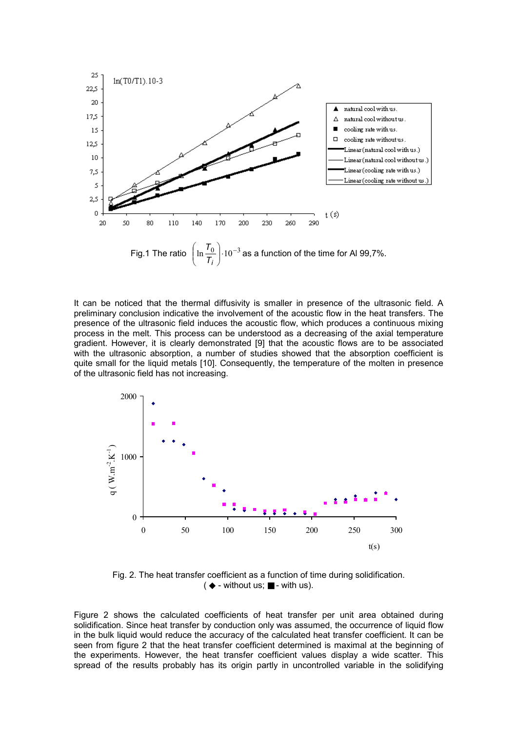Fig.1 The ratio $\left(\ln\frac{T_0}{T_i}\right)\cdot 10^{-3}$ as a function of the time for Al 99,7%.

It can be noticed that the thermal diffusivity is smaller in presence of the ultrasonic field. A preliminary conclusion indicative the involvement of the acoustic flow in the heat transfers. The presence of the ultrasonic field induces the acoustic flow, which produces a continuous mixing process in the melt. This process can be understood as a decreasing of the axial temperature gradient. However, it is clearly demonstrated [9] that the acoustic flows are to be associated with the ultrasonic absorption, a number of studies showed that the absorption coefficient is quite small for the liquid metals [10]. Consequently, the temperature of the molten in presence of the ultrasonic field has not increasing.

Fig. 2. The heat transfer coefficient as a function of time during solidification. (◆ - without us; ■ - with us).

Figure 2 shows the calculated coefficients of heat transfer per unit area obtained during solidification. Since heat transfer by conduction only was assumed, the occurrence of liquid flow in the bulk liquid would reduce the accuracy of the calculated heat transfer coefficient. It can be seen from figure 2 that the heat transfer coefficient determined is maximal at the beginning of the experiments. However, the heat transfer coefficient values display a wide scatter. This spread of the results probably has its origin partly in uncontrolled variable in the solidifying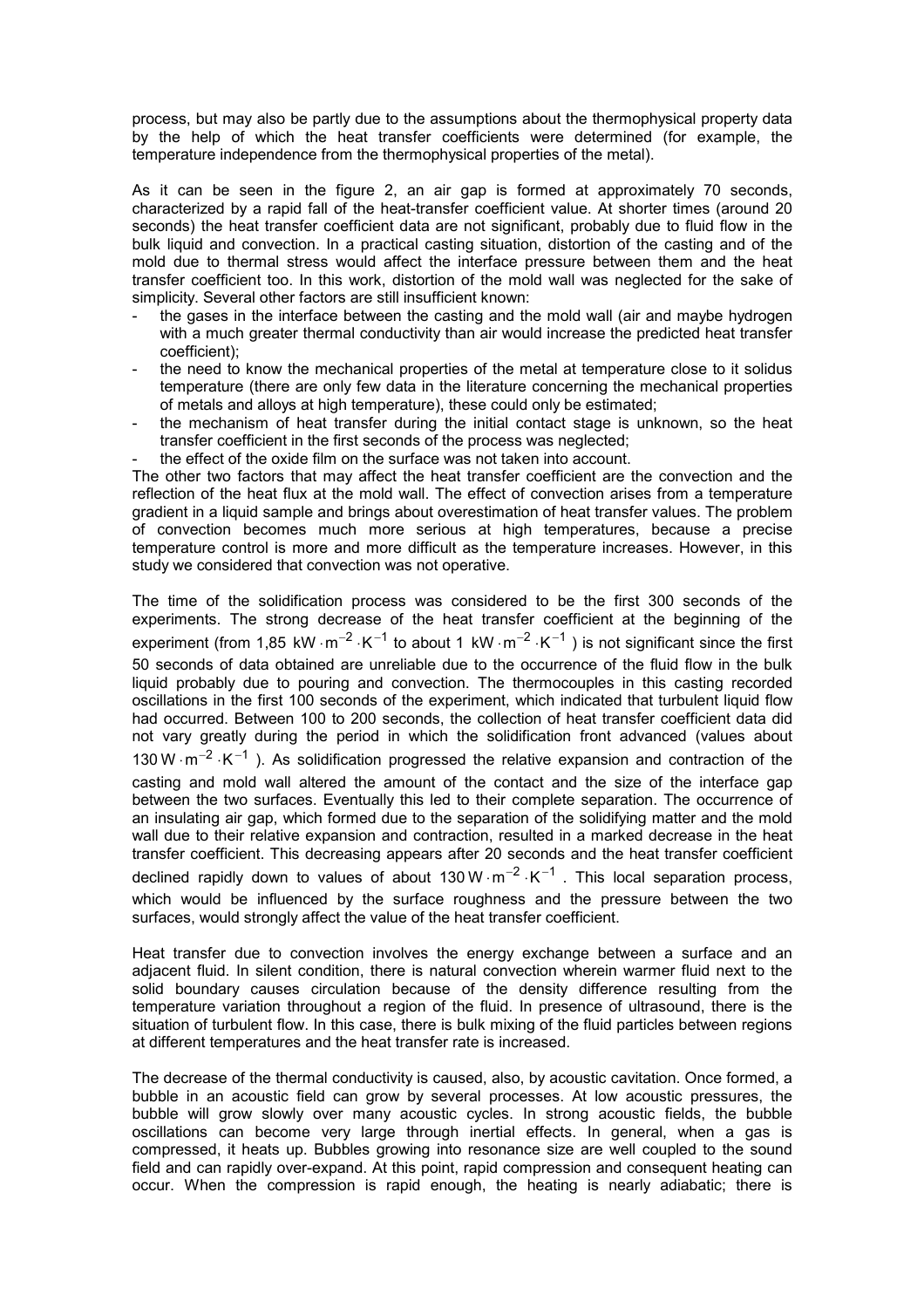process, but may also be partly due to the assumptions about the thermophysical property data by the help of which the heat transfer coefficients were determined (for example, the temperature independence from the thermophysical properties of the metal).

As it can be seen in the figure 2, an air gap is formed at approximately 70 seconds, characterized by a rapid fall of the heat-transfer coefficient value. At shorter times (around 20 seconds) the heat transfer coefficient data are not significant, probably due to fluid flow in the bulk liquid and convection. In a practical casting situation, distortion of the casting and of the mold due to thermal stress would affect the interface pressure between them and the heat transfer coefficient too. In this work, distortion of the mold wall was neglected for the sake of simplicity. Several other factors are still insufficient known:

- the gases in the interface between the casting and the mold wall (air and maybe hydrogen with a much greater thermal conductivity than air would increase the predicted heat transfer coefficient);
- the need to know the mechanical properties of the metal at temperature close to it solidus temperature (there are only few data in the literature concerning the mechanical properties of metals and alloys at high temperature), these could only be estimated;
- the mechanism of heat transfer during the initial contact stage is unknown, so the heat transfer coefficient in the first seconds of the process was neglected;
- the effect of the oxide film on the surface was not taken into account.

The other two factors that may affect the heat transfer coefficient are the convection and the reflection of the heat flux at the mold wall. The effect of convection arises from a temperature gradient in a liquid sample and brings about overestimation of heat transfer values. The problem of convection becomes much more serious at high temperatures, because a precise temperature control is more and more difficult as the temperature increases. However, in this study we considered that convection was not operative.

The time of the solidification process was considered to be the first 300 seconds of the experiments. The strong decrease of the heat transfer coefficient at the beginning of the experiment (from 1,85 $kW \cdot m^{-2} \cdot K^{-1}$ to about 1 $kW \cdot m^{-2} \cdot K^{-1}$ ) is not significant since the first 50 seconds of data obtained are unreliable due to the occurrence of the fluid flow in the bulk liquid probably due to pouring and convection. The thermocouples in this casting recorded oscillations in the first 100 seconds of the experiment, which indicated that turbulent liquid flow had occurred. Between 100 to 200 seconds, the collection of heat transfer coefficient data did not vary greatly during the period in which the solidification front advanced (values about 130 $W \cdot m^{-2} \cdot K^{-1}$ ). As solidification progressed the relative expansion and contraction of the casting and mold wall altered the amount of the contact and the size of the interface gap between the two surfaces. Eventually this led to their complete separation. The occurrence of an insulating air gap, which formed due to the separation of the solidifying matter and the mold wall due to their relative expansion and contraction, resulted in a marked decrease in the heat transfer coefficient. This decreasing appears after 20 seconds and the heat transfer coefficient declined rapidly down to values of about 130 $W \cdot m^{-2} \cdot K^{-1}$ . This local separation process, which would be influenced by the surface roughness and the pressure between the two surfaces, would strongly affect the value of the heat transfer coefficient.

Heat transfer due to convection involves the energy exchange between a surface and an adjacent fluid. In silent condition, there is natural convection wherein warmer fluid next to the solid boundary causes circulation because of the density difference resulting from the temperature variation throughout a region of the fluid. In presence of ultrasound, there is the situation of turbulent flow. In this case, there is bulk mixing of the fluid particles between regions at different temperatures and the heat transfer rate is increased.

The decrease of the thermal conductivity is caused, also, by acoustic cavitation. Once formed, a bubble in an acoustic field can grow by several processes. At low acoustic pressures, the bubble will grow slowly over many acoustic cycles. In strong acoustic fields, the bubble oscillations can become very large through inertial effects. In general, when a gas is compressed, it heats up. Bubbles growing into resonance size are well coupled to the sound field and can rapidly over-expand. At this point, rapid compression and consequent heating can occur. When the compression is rapid enough, the heating is nearly adiabatic; there is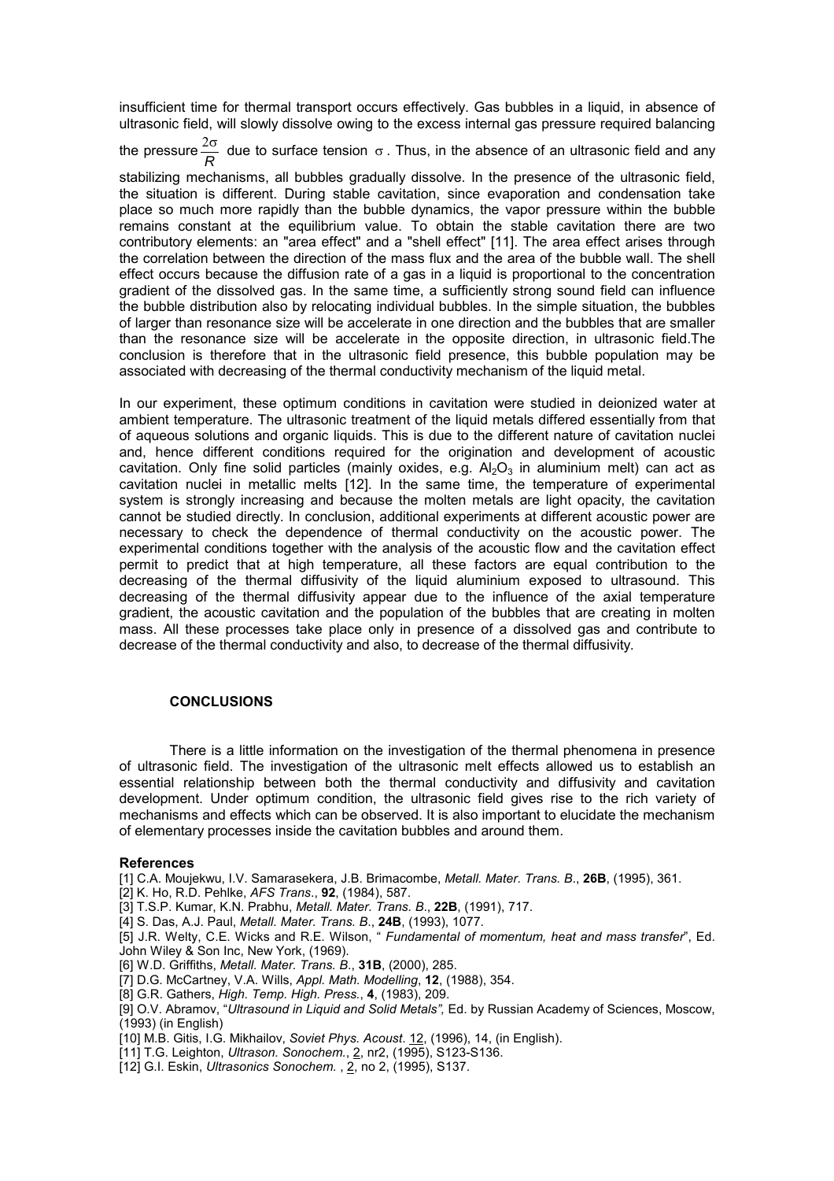insufficient time for thermal transport occurs effectively. Gas bubbles in a liquid, in absence of ultrasonic field, will slowly dissolve owing to the excess internal gas pressure required balancing the pressure $\frac{2\sigma}{R}$ due to surface tension $\sigma$. Thus, in the absence of an ultrasonic field and any stabilizing mechanisms, all bubbles gradually dissolve. In the presence of the ultrasonic field, the situation is different. During stable cavitation, since evaporation and condensation take place so much more rapidly than the bubble dynamics, the vapor pressure within the bubble remains constant at the equilibrium value. To obtain the stable cavitation there are two contributory elements: an "area effect" and a "shell effect" [11]. The area effect arises through the correlation between the direction of the mass flux and the area of the bubble wall. The shell effect occurs because the diffusion rate of a gas in a liquid is proportional to the concentration gradient of the dissolved gas. In the same time, a sufficiently strong sound field can influence the bubble distribution also by relocating individual bubbles. In the simple situation, the bubbles of larger than resonance size will be accelerate in one direction and the bubbles that are smaller than the resonance size will be accelerate in the opposite direction, in ultrasonic field.The conclusion is therefore that in the ultrasonic field presence, this bubble population may be associated with decreasing of the thermal conductivity mechanism of the liquid metal.

In our experiment, these optimum conditions in cavitation were studied in deionized water at ambient temperature. The ultrasonic treatment of the liquid metals differed essentially from that of aqueous solutions and organic liquids. This is due to the different nature of cavitation nuclei and, hence different conditions required for the origination and development of acoustic cavitation. Only fine solid particles (mainly oxides, e.g. $Al_2O_3$ in aluminium melt) can act as cavitation nuclei in metallic melts [12]. In the same time, the temperature of experimental system is strongly increasing and because the molten metals are light opacity, the cavitation cannot be studied directly. In conclusion, additional experiments at different acoustic power are necessary to check the dependence of thermal conductivity on the acoustic power. The experimental conditions together with the analysis of the acoustic flow and the cavitation effect permit to predict that at high temperature, all these factors are equal contribution to the decreasing of the thermal diffusivity of the liquid aluminium exposed to ultrasound. This decreasing of the thermal diffusivity appear due to the influence of the axial temperature gradient, the acoustic cavitation and the population of the bubbles that are creating in molten mass. All these processes take place only in presence of a dissolved gas and contribute to decrease of the thermal conductivity and also, to decrease of the thermal diffusivity.

## CONCLUSIONS

There is a little information on the investigation of the thermal phenomena in presence of ultrasonic field. The investigation of the ultrasonic melt effects allowed us to establish an essential relationship between both the thermal conductivity and diffusivity and cavitation development. Under optimum condition, the ultrasonic field gives rise to the rich variety of mechanisms and effects which can be observed. It is also important to elucidate the mechanism of elementary processes inside the cavitation bubbles and around them.

### References

[1] C.A. Moujekwu, I.V. Samarasekera, J.B. Brimacombe, *Metall. Mater. Trans. B*., **26B**, (1995), 361.

[2] K. Ho, R.D. Pehlke, *AFS Trans*., **92**, (1984), 587.

[3] T.S.P. Kumar, K.N. Prabhu, *Metall. Mater. Trans. B*., **22B**, (1991), 717.

[4] S. Das, A.J. Paul, *Metall. Mater. Trans. B*., **24B**, (1993), 1077.

[5] J.R. Welty, C.E. Wicks and R.E. Wilson, " *Fundamental of momentum, heat and mass transfer*", Ed. John Wiley & Son Inc, New York, (1969).

[6] W.D. Griffiths, *Metall. Mater. Trans. B*., **31B**, (2000), 285.

[7] D.G. McCartney, V.A. Wills, *Appl. Math. Modelling*, **12**, (1988), 354.

[8] G.R. Gathers, *High. Temp. High. Press.*, **4**, (1983), 209.

[9] O.V. Abramov, "*Ultrasound in Liquid and Solid Metals"*, Ed. by Russian Academy of Sciences, Moscow, (1993) (in English)

[10] M.B. Gitis, I.G. Mikhailov, *Soviet Phys. Acoust*. 12, (1996), 14, (in English).

[11] T.G. Leighton, *Ultrason. Sonochem.*, 2, nr2, (1995), S123-S136.

[12] G.I. Eskin, *Ultrasonics Sonochem.* , 2, no 2, (1995), S137.